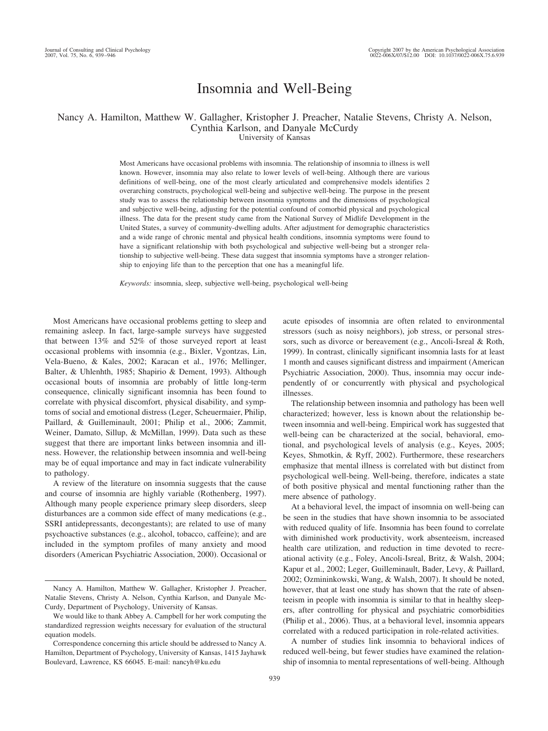# Insomnia and Well-Being

Nancy A. Hamilton, Matthew W. Gallagher, Kristopher J. Preacher, Natalie Stevens, Christy A. Nelson, Cynthia Karlson, and Danyale McCurdy
University of Kansas

Most Americans have occasional problems with insomnia. The relationship of insomnia to illness is well known. However, insomnia may also relate to lower levels of well-being. Although there are various definitions of well-being, one of the most clearly articulated and comprehensive models identifies 2 overarching constructs, psychological well-being and subjective well-being. The purpose in the present study was to assess the relationship between insomnia symptoms and the dimensions of psychological and subjective well-being, adjusting for the potential confound of comorbid physical and psychological illness. The data for the present study came from the National Survey of Midlife Development in the United States, a survey of community-dwelling adults. After adjustment for demographic characteristics and a wide range of chronic mental and physical health conditions, insomnia symptoms were found to have a significant relationship with both psychological and subjective well-being but a stronger relationship to subjective well-being. These data suggest that insomnia symptoms have a stronger relationship to enjoying life than to the perception that one has a meaningful life.

*Keywords:* insomnia, sleep, subjective well-being, psychological well-being

Most Americans have occasional problems getting to sleep and remaining asleep. In fact, large-sample surveys have suggested that between 13% and 52% of those surveyed report at least occasional problems with insomnia (e.g., Bixler, Vgontzas, Lin, Vela-Bueno, & Kales, 2002; Karacan et al., 1976; Mellinger, Balter, & Uhlenhth, 1985; Shapirio & Dement, 1993). Although occasional bouts of insomnia are probably of little long-term consequence, clinically significant insomnia has been found to correlate with physical discomfort, physical disability, and symptoms of social and emotional distress (Leger, Scheuermaier, Philip, Paillard, & Guilleminault, 2001; Philip et al., 2006; Zammit, Weiner, Damato, Sillup, & McMillan, 1999). Data such as these suggest that there are important links between insomnia and illness. However, the relationship between insomnia and well-being may be of equal importance and may in fact indicate vulnerability to pathology.

A review of the literature on insomnia suggests that the cause and course of insomnia are highly variable (Rothenberg, 1997). Although many people experience primary sleep disorders, sleep disturbances are a common side effect of many medications (e.g., SSRI antidepressants, decongestants); are related to use of many psychoactive substances (e.g., alcohol, tobacco, caffeine); and are included in the symptom profiles of many anxiety and mood disorders (American Psychiatric Association, 2000). Occasional or acute episodes of insomnia are often related to environmental stressors (such as noisy neighbors), job stress, or personal stressors, such as divorce or bereavement (e.g., Ancoli-Isreal & Roth, 1999). In contrast, clinically significant insomnia lasts for at least 1 month and causes significant distress and impairment (American Psychiatric Association, 2000). Thus, insomnia may occur independently of or concurrently with physical and psychological illnesses.

The relationship between insomnia and pathology has been well characterized; however, less is known about the relationship between insomnia and well-being. Empirical work has suggested that well-being can be characterized at the social, behavioral, emotional, and psychological levels of analysis (e.g., Keyes, 2005; Keyes, Shmotkin, & Ryff, 2002). Furthermore, these researchers emphasize that mental illness is correlated with but distinct from psychological well-being. Well-being, therefore, indicates a state of both positive physical and mental functioning rather than the mere absence of pathology.

At a behavioral level, the impact of insomnia on well-being can be seen in the studies that have shown insomnia to be associated with reduced quality of life. Insomnia has been found to correlate with diminished work productivity, work absenteeism, increased health care utilization, and reduction in time devoted to recreational activity (e.g., Foley, Ancoli-Isreal, Britz, & Walsh, 2004; Kapur et al., 2002; Leger, Guilleminault, Bader, Levy, & Paillard, 2002; Ozmininkowski, Wang, & Walsh, 2007). It should be noted, however, that at least one study has shown that the rate of absenteeism in people with insomnia is similar to that in healthy sleepers, after controlling for physical and psychiatric comorbidities (Philip et al., 2006). Thus, at a behavioral level, insomnia appears correlated with a reduced participation in role-related activities.

A number of studies link insomnia to behavioral indices of reduced well-being, but fewer studies have examined the relationship of insomnia to mental representations of well-being. Although

---

Nancy A. Hamilton, Matthew W. Gallagher, Kristopher J. Preacher, Natalie Stevens, Christy A. Nelson, Cynthia Karlson, and Danyale McCurdy, Department of Psychology, University of Kansas.

We would like to thank Abbey A. Campbell for her work computing the standardized regression weights necessary for evaluation of the structural equation models.

Correspondence concerning this article should be addressed to Nancy A. Hamilton, Department of Psychology, University of Kansas, 1415 Jayhawk Boulevard, Lawrence, KS 66045. E-mail: nancyh@ku.edu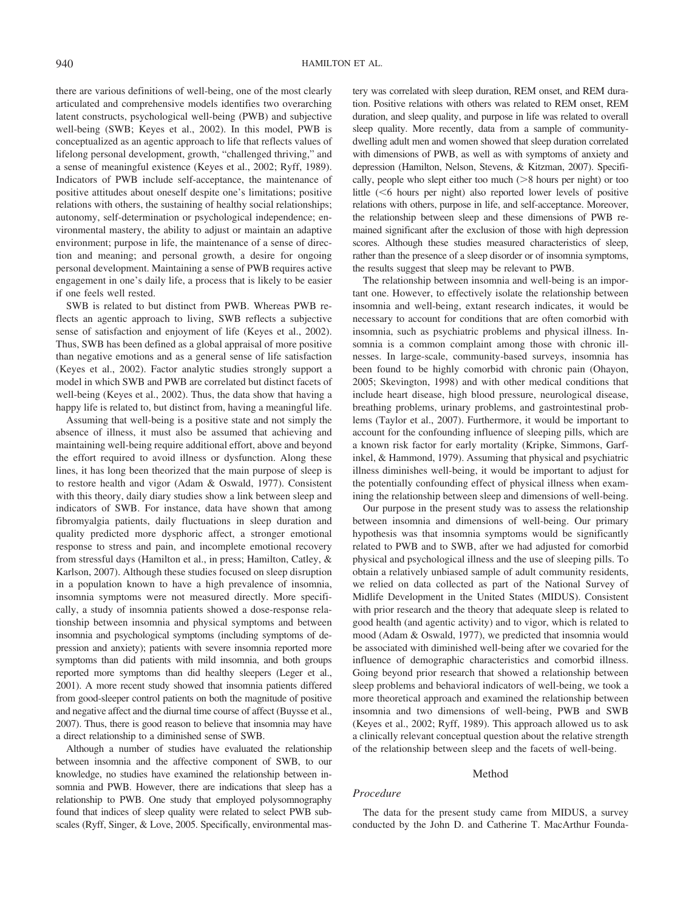there are various definitions of well-being, one of the most clearly articulated and comprehensive models identifies two overarching latent constructs, psychological well-being (PWB) and subjective well-being (SWB; Keyes et al., 2002). In this model, PWB is conceptualized as an agentic approach to life that reflects values of lifelong personal development, growth, "challenged thriving," and a sense of meaningful existence (Keyes et al., 2002; Ryff, 1989). Indicators of PWB include self-acceptance, the maintenance of positive attitudes about oneself despite one's limitations; positive relations with others, the sustaining of healthy social relationships; autonomy, self-determination or psychological independence; environmental mastery, the ability to adjust or maintain an adaptive environment; purpose in life, the maintenance of a sense of direction and meaning; and personal growth, a desire for ongoing personal development. Maintaining a sense of PWB requires active engagement in one's daily life, a process that is likely to be easier if one feels well rested.

SWB is related to but distinct from PWB. Whereas PWB reflects an agentic approach to living, SWB reflects a subjective sense of satisfaction and enjoyment of life (Keyes et al., 2002). Thus, SWB has been defined as a global appraisal of more positive than negative emotions and as a general sense of life satisfaction (Keyes et al., 2002). Factor analytic studies strongly support a model in which SWB and PWB are correlated but distinct facets of well-being (Keyes et al., 2002). Thus, the data show that having a happy life is related to, but distinct from, having a meaningful life.

Assuming that well-being is a positive state and not simply the absence of illness, it must also be assumed that achieving and maintaining well-being require additional effort, above and beyond the effort required to avoid illness or dysfunction. Along these lines, it has long been theorized that the main purpose of sleep is to restore health and vigor (Adam & Oswald, 1977). Consistent with this theory, daily diary studies show a link between sleep and indicators of SWB. For instance, data have shown that among fibromyalgia patients, daily fluctuations in sleep duration and quality predicted more dysphoric affect, a stronger emotional response to stress and pain, and incomplete emotional recovery from stressful days (Hamilton et al., in press; Hamilton, Catley, & Karlson, 2007). Although these studies focused on sleep disruption in a population known to have a high prevalence of insomnia, insomnia symptoms were not measured directly. More specifically, a study of insomnia patients showed a dose-response relationship between insomnia and physical symptoms and between insomnia and psychological symptoms (including symptoms of depression and anxiety); patients with severe insomnia reported more symptoms than did patients with mild insomnia, and both groups reported more symptoms than did healthy sleepers (Leger et al., 2001). A more recent study showed that insomnia patients differed from good-sleeper control patients on both the magnitude of positive and negative affect and the diurnal time course of affect (Buysse et al., 2007). Thus, there is good reason to believe that insomnia may have a direct relationship to a diminished sense of SWB.

Although a number of studies have evaluated the relationship between insomnia and the affective component of SWB, to our knowledge, no studies have examined the relationship between insomnia and PWB. However, there are indications that sleep has a relationship to PWB. One study that employed polysomnography found that indices of sleep quality were related to select PWB subscales (Ryff, Singer, & Love, 2005. Specifically, environmental mastery was correlated with sleep duration, REM onset, and REM duration. Positive relations with others was related to REM onset, REM duration, and sleep quality, and purpose in life was related to overall sleep quality. More recently, data from a sample of community-dwelling adult men and women showed that sleep duration correlated with dimensions of PWB, as well as with symptoms of anxiety and depression (Hamilton, Nelson, Stevens, & Kitzman, 2007). Specifically, people who slept either too much (>8 hours per night) or too little (<6 hours per night) also reported lower levels of positive relations with others, purpose in life, and self-acceptance. Moreover, the relationship between sleep and these dimensions of PWB remained significant after the exclusion of those with high depression scores. Although these studies measured characteristics of sleep, rather than the presence of a sleep disorder or of insomnia symptoms, the results suggest that sleep may be relevant to PWB.

The relationship between insomnia and well-being is an important one. However, to effectively isolate the relationship between insomnia and well-being, extant research indicates, it would be necessary to account for conditions that are often comorbid with insomnia, such as psychiatric problems and physical illness. Insomnia is a common complaint among those with chronic illnesses. In large-scale, community-based surveys, insomnia has been found to be highly comorbid with chronic pain (Ohayon, 2005; Skevington, 1998) and with other medical conditions that include heart disease, high blood pressure, neurological disease, breathing problems, urinary problems, and gastrointestinal problems (Taylor et al., 2007). Furthermore, it would be important to account for the confounding influence of sleeping pills, which are a known risk factor for early mortality (Kripke, Simmons, Garfinkel, & Hammond, 1979). Assuming that physical and psychiatric illness diminishes well-being, it would be important to adjust for the potentially confounding effect of physical illness when examining the relationship between sleep and dimensions of well-being.

Our purpose in the present study was to assess the relationship between insomnia and dimensions of well-being. Our primary hypothesis was that insomnia symptoms would be significantly related to PWB and to SWB, after we had adjusted for comorbid physical and psychological illness and the use of sleeping pills. To obtain a relatively unbiased sample of adult community residents, we relied on data collected as part of the National Survey of Midlife Development in the United States (MIDUS). Consistent with prior research and the theory that adequate sleep is related to good health (and agentic activity) and to vigor, which is related to mood (Adam & Oswald, 1977), we predicted that insomnia would be associated with diminished well-being after we covaried for the influence of demographic characteristics and comorbid illness. Going beyond prior research that showed a relationship between sleep problems and behavioral indicators of well-being, we took a more theoretical approach and examined the relationship between insomnia and two dimensions of well-being, PWB and SWB (Keyes et al., 2002; Ryff, 1989). This approach allowed us to ask a clinically relevant conceptual question about the relative strength of the relationship between sleep and the facets of well-being.

## Method

### *Procedure*

The data for the present study came from MIDUS, a survey conducted by the John D. and Catherine T. MacArthur Founda-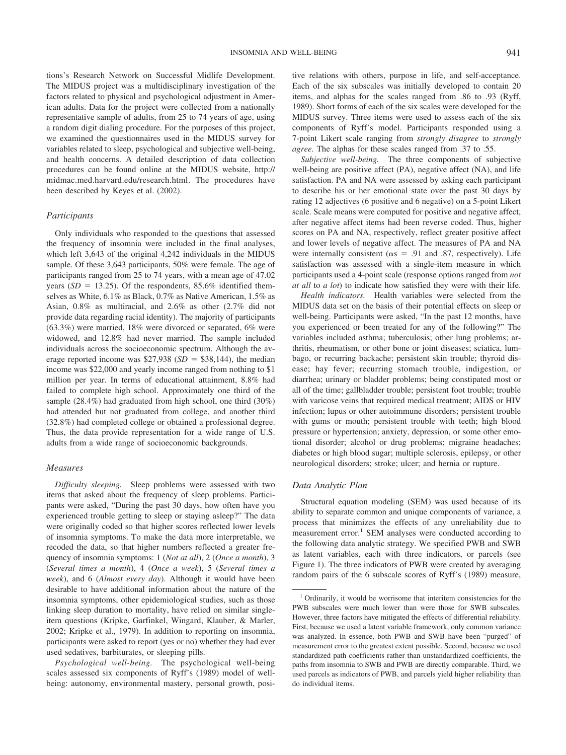tions's Research Network on Successful Midlife Development. The MIDUS project was a multidisciplinary investigation of the factors related to physical and psychological adjustment in American adults. Data for the project were collected from a nationally representative sample of adults, from 25 to 74 years of age, using a random digit dialing procedure. For the purposes of this project, we examined the questionnaires used in the MIDUS survey for variables related to sleep, psychological and subjective well-being, and health concerns. A detailed description of data collection procedures can be found online at the MIDUS website, http://midmac.med.harvard.edu/research.html. The procedures have been described by Keyes et al. (2002).

### Participants

Only individuals who responded to the questions that assessed the frequency of insomnia were included in the final analyses, which left 3,643 of the original 4,242 individuals in the MIDUS sample. Of these 3,643 participants, 50% were female. The age of participants ranged from 25 to 74 years, with a mean age of 47.02 years ($SD = 13.25$). Of the respondents, 85.6% identified themselves as White, 6.1% as Black, 0.7% as Native American, 1.5% as Asian, 0.8% as multiracial, and 2.6% as other (2.7% did not provide data regarding racial identity). The majority of participants (63.3%) were married, 18% were divorced or separated, 6% were widowed, and 12.8% had never married. The sample included individuals across the socioeconomic spectrum. Although the average reported income was $27,938 ($SD$ = $38,144), the median income was $22,000 and yearly income ranged from nothing to $1 million per year. In terms of educational attainment, 8.8% had failed to complete high school. Approximately one third of the sample (28.4%) had graduated from high school, one third (30%) had attended but not graduated from college, and another third (32.8%) had completed college or obtained a professional degree. Thus, the data provide representation for a wide range of U.S. adults from a wide range of socioeconomic backgrounds.

### Measures

*Difficulty sleeping.* Sleep problems were assessed with two items that asked about the frequency of sleep problems. Participants were asked, "During the past 30 days, how often have you experienced trouble getting to sleep or staying asleep?" The data were originally coded so that higher scores reflected lower levels of insomnia symptoms. To make the data more interpretable, we recoded the data, so that higher numbers reflected a greater frequency of insomnia symptoms: 1 (*Not at all*), 2 (*Once a month*), 3 (*Several times a month*), 4 (*Once a week*), 5 (*Several times a week*), and 6 (*Almost every day*). Although it would have been desirable to have additional information about the nature of the insomnia symptoms, other epidemiological studies, such as those linking sleep duration to mortality, have relied on similar single-item questions (Kripke, Garfinkel, Wingard, Klauber, & Marler, 2002; Kripke et al., 1979). In addition to reporting on insomnia, participants were asked to report (yes or no) whether they had ever used sedatives, barbiturates, or sleeping pills.

*Psychological well-being.* The psychological well-being scales assessed six components of Ryff's (1989) model of well-being: autonomy, environmental mastery, personal growth, positive relations with others, purpose in life, and self-acceptance. Each of the six subscales was initially developed to contain 20 items, and alphas for the scales ranged from .86 to .93 (Ryff, 1989). Short forms of each of the six scales were developed for the MIDUS survey. Three items were used to assess each of the six components of Ryff's model. Participants responded using a 7-point Likert scale ranging from *strongly disagree* to *strongly agree.* The alphas for these scales ranged from .37 to .55.

*Subjective well-being.* The three components of subjective well-being are positive affect (PA), negative affect (NA), and life satisfaction. PA and NA were assessed by asking each participant to describe his or her emotional state over the past 30 days by rating 12 adjectives (6 positive and 6 negative) on a 5-point Likert scale. Scale means were computed for positive and negative affect, after negative affect items had been reverse coded. Thus, higher scores on PA and NA, respectively, reflect greater positive affect and lower levels of negative affect. The measures of PA and NA were internally consistent ($\alpha$s = .91 and .87, respectively). Life satisfaction was assessed with a single-item measure in which participants used a 4-point scale (response options ranged from *not at all* to *a lot*) to indicate how satisfied they were with their life.

*Health indicators.* Health variables were selected from the MIDUS data set on the basis of their potential effects on sleep or well-being. Participants were asked, "In the past 12 months, have you experienced or been treated for any of the following?" The variables included asthma; tuberculosis; other lung problems; arthritis, rheumatism, or other bone or joint diseases; sciatica, lumbago, or recurring backache; persistent skin trouble; thyroid disease; hay fever; recurring stomach trouble, indigestion, or diarrhea; urinary or bladder problems; being constipated most or all of the time; gallbladder trouble; persistent foot trouble; trouble with varicose veins that required medical treatment; AIDS or HIV infection; lupus or other autoimmune disorders; persistent trouble with gums or mouth; persistent trouble with teeth; high blood pressure or hypertension; anxiety, depression, or some other emotional disorder; alcohol or drug problems; migraine headaches; diabetes or high blood sugar; multiple sclerosis, epilepsy, or other neurological disorders; stroke; ulcer; and hernia or rupture.

### Data Analytic Plan

Structural equation modeling (SEM) was used because of its ability to separate common and unique components of variance, a process that minimizes the effects of any unreliability due to measurement error.[1] SEM analyses were conducted according to the following data analytic strategy. We specified PWB and SWB as latent variables, each with three indicators, or parcels (see Figure 1). The three indicators of PWB were created by averaging random pairs of the 6 subscale scores of Ryff's (1989) measure,

---

[1] Ordinarily, it would be worrisome that interitem consistencies for the PWB subscales were much lower than were those for SWB subscales. However, three factors have mitigated the effects of differential reliability. First, because we used a latent variable framework, only common variance was analyzed. In essence, both PWB and SWB have been "purged" of measurement error to the greatest extent possible. Second, because we used standardized path coefficients rather than unstandardized coefficients, the paths from insomnia to SWB and PWB are directly comparable. Third, we used parcels as indicators of PWB, and parcels yield higher reliability than do individual items.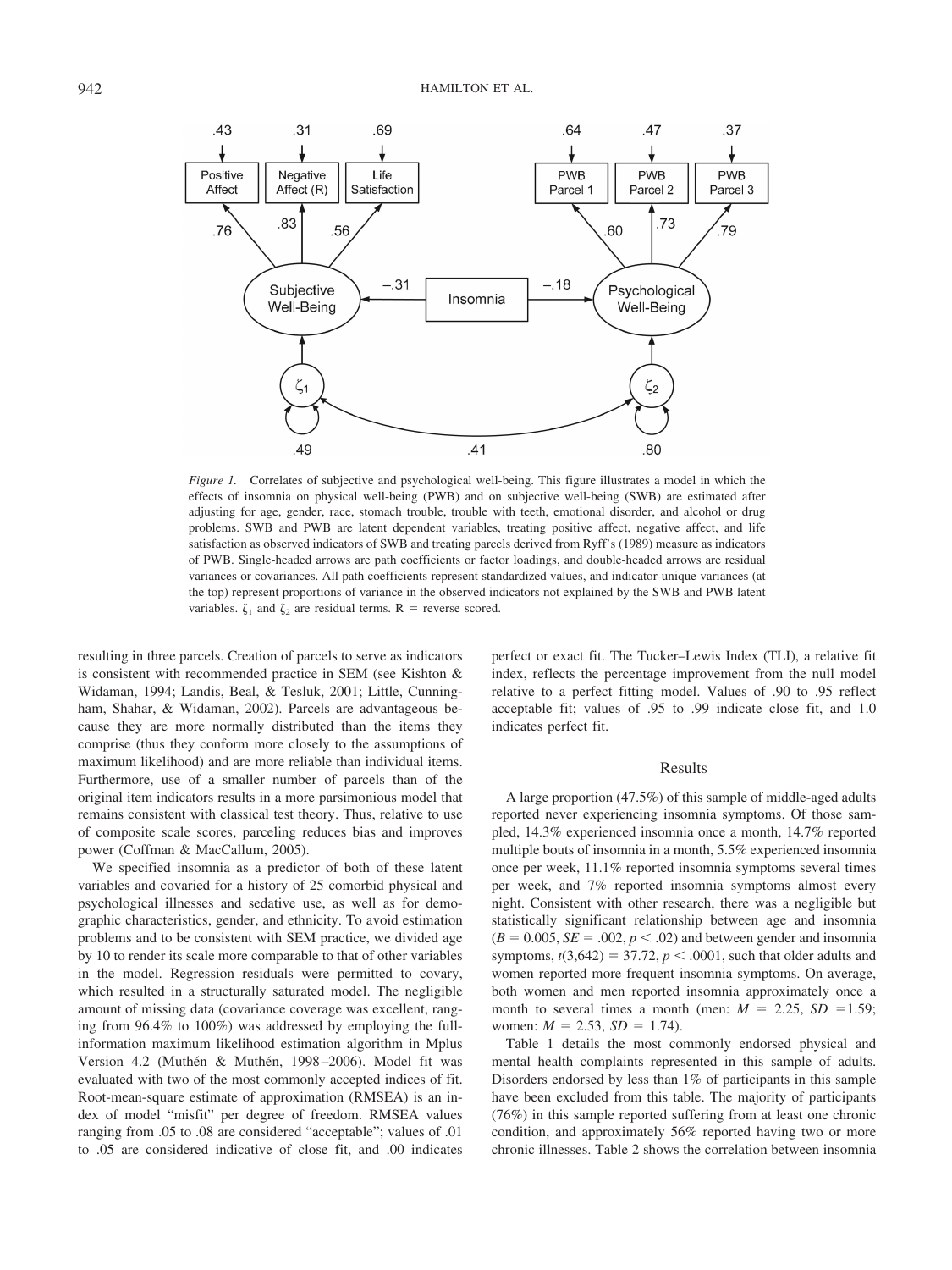*Figure 1.* Correlates of subjective and psychological well-being. This figure illustrates a model in which the effects of insomnia on physical well-being (PWB) and on subjective well-being (SWB) are estimated after adjusting for age, gender, race, stomach trouble, trouble with teeth, emotional disorder, and alcohol or drug problems. SWB and PWB are latent dependent variables, treating positive affect, negative affect, and life satisfaction as observed indicators of SWB and treating parcels derived from Ryff's (1989) measure as indicators of PWB. Single-headed arrows are path coefficients or factor loadings, and double-headed arrows are residual variances or covariances. All path coefficients represent standardized values, and indicator-unique variances (at the top) represent proportions of variance in the observed indicators not explained by the SWB and PWB latent variables. $\zeta_1$ and $\zeta_2$ are residual terms. R = reverse scored.

resulting in three parcels. Creation of parcels to serve as indicators is consistent with recommended practice in SEM (see Kishton & Widaman, 1994; Landis, Beal, & Tesluk, 2001; Little, Cunningham, Shahar, & Widaman, 2002). Parcels are advantageous because they are more normally distributed than the items they comprise (thus they conform more closely to the assumptions of maximum likelihood) and are more reliable than individual items. Furthermore, use of a smaller number of parcels than of the original item indicators results in a more parsimonious model that remains consistent with classical test theory. Thus, relative to use of composite scale scores, parceling reduces bias and improves power (Coffman & MacCallum, 2005).

We specified insomnia as a predictor of both of these latent variables and covaried for a history of 25 comorbid physical and psychological illnesses and sedative use, as well as for demographic characteristics, gender, and ethnicity. To avoid estimation problems and to be consistent with SEM practice, we divided age by 10 to render its scale more comparable to that of other variables in the model. Regression residuals were permitted to covary, which resulted in a structurally saturated model. The negligible amount of missing data (covariance coverage was excellent, ranging from 96.4% to 100%) was addressed by employing the full-information maximum likelihood estimation algorithm in Mplus Version 4.2 (Muthén & Muthén, 1998–2006). Model fit was evaluated with two of the most commonly accepted indices of fit. Root-mean-square estimate of approximation (RMSEA) is an index of model "misfit" per degree of freedom. RMSEA values ranging from .05 to .08 are considered "acceptable"; values of .01 to .05 are considered indicative of close fit, and .00 indicates perfect or exact fit. The Tucker–Lewis Index (TLI), a relative fit index, reflects the percentage improvement from the null model relative to a perfect fitting model. Values of .90 to .95 reflect acceptable fit; values of .95 to .99 indicate close fit, and 1.0 indicates perfect fit.

## Results

A large proportion (47.5%) of this sample of middle-aged adults reported never experiencing insomnia symptoms. Of those sampled, 14.3% experienced insomnia once a month, 14.7% reported multiple bouts of insomnia in a month, 5.5% experienced insomnia once per week, 11.1% reported insomnia symptoms several times per week, and 7% reported insomnia symptoms almost every night. Consistent with other research, there was a negligible but statistically significant relationship between age and insomnia ($B = 0.005$, $SE = .002$, $p < .02$) and between gender and insomnia symptoms, $t(3,642) = 37.72$, $p < .0001$, such that older adults and women reported more frequent insomnia symptoms. On average, both women and men reported insomnia approximately once a month to several times a month (men: $M = 2.25$, $SD = 1.59$; women: $M = 2.53$, $SD = 1.74$).

Table 1 details the most commonly endorsed physical and mental health complaints represented in this sample of adults. Disorders endorsed by less than 1% of participants in this sample have been excluded from this table. The majority of participants (76%) in this sample reported suffering from at least one chronic condition, and approximately 56% reported having two or more chronic illnesses. Table 2 shows the correlation between insomnia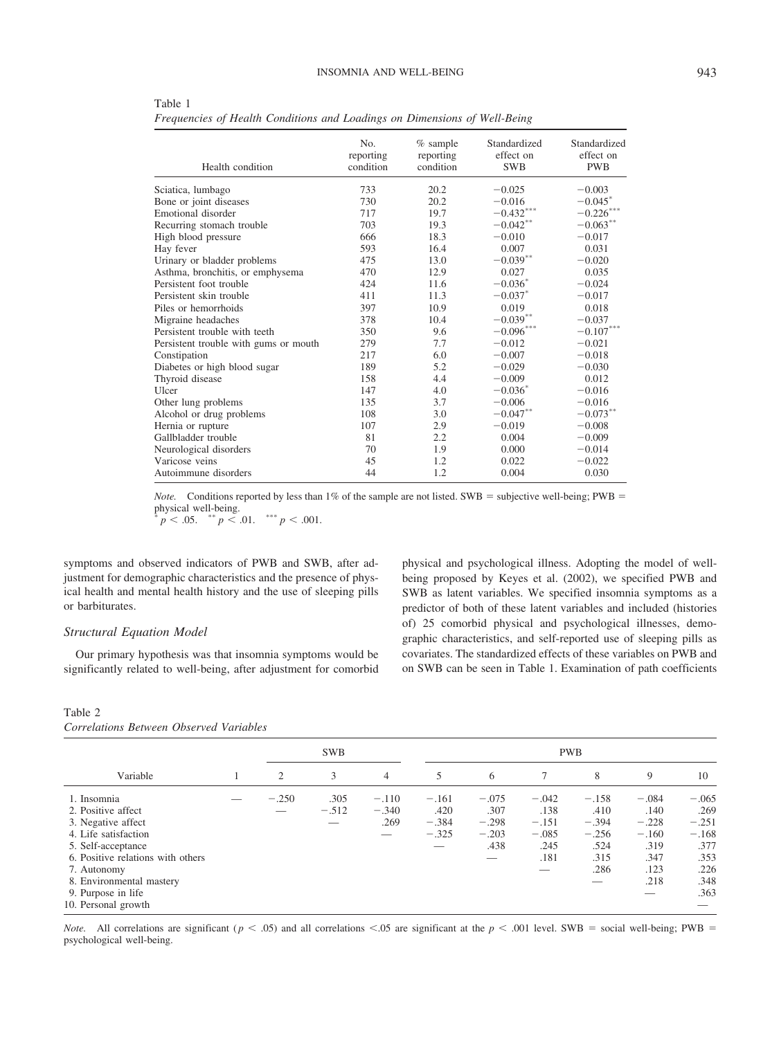Table 1
*Frequencies of Health Conditions and Loadings on Dimensions of Well-Being*

| Health condition | No. reporting condition | % sample reporting condition | Standardized effect on SWB | Standardized effect on PWB |
|---|---|---|---|---|
| Sciatica, lumbago | 733 | 20.2 | −0.025 | −0.003 |
| Bone or joint diseases | 730 | 20.2 | −0.016 | −0.045* |
| Emotional disorder | 717 | 19.7 | −0.432*** | −0.226*** |
| Recurring stomach trouble | 703 | 19.3 | −0.042** | −0.063** |
| High blood pressure | 666 | 18.3 | −0.010 | −0.017 |
| Hay fever | 593 | 16.4 | 0.007 | 0.031 |
| Urinary or bladder problems | 475 | 13.0 | −0.039** | −0.020 |
| Asthma, bronchitis, or emphysema | 470 | 12.9 | 0.027 | 0.035 |
| Persistent foot trouble | 424 | 11.6 | −0.036* | −0.024 |
| Persistent skin trouble | 411 | 11.3 | −0.037* | −0.017 |
| Piles or hemorrhoids | 397 | 10.9 | 0.019 | 0.018 |
| Migraine headaches | 378 | 10.4 | −0.039** | −0.037 |
| Persistent trouble with teeth | 350 | 9.6 | −0.096*** | −0.107*** |
| Persistent trouble with gums or mouth | 279 | 7.7 | −0.012 | −0.021 |
| Constipation | 217 | 6.0 | −0.007 | −0.018 |
| Diabetes or high blood sugar | 189 | 5.2 | −0.029 | −0.030 |
| Thyroid disease | 158 | 4.4 | −0.009 | 0.012 |
| Ulcer | 147 | 4.0 | −0.036* | −0.016 |
| Other lung problems | 135 | 3.7 | −0.006 | −0.016 |
| Alcohol or drug problems | 108 | 3.0 | −0.047** | −0.073** |
| Hernia or rupture | 107 | 2.9 | −0.019 | −0.008 |
| Gallbladder trouble | 81 | 2.2 | 0.004 | −0.009 |
| Neurological disorders | 70 | 1.9 | 0.000 | −0.014 |
| Varicose veins | 45 | 1.2 | 0.022 | −0.022 |
| Autoimmune disorders | 44 | 1.2 | 0.004 | 0.030 |

*Note.* Conditions reported by less than 1% of the sample are not listed. SWB = subjective well-being; PWB = physical well-being.
* $p < .05$. ** $p < .01$. *** $p < .001$.

symptoms and observed indicators of PWB and SWB, after adjustment for demographic characteristics and the presence of physical health and mental health history and the use of sleeping pills or barbiturates.

### Structural Equation Model

Our primary hypothesis was that insomnia symptoms would be significantly related to well-being, after adjustment for comorbid physical and psychological illness. Adopting the model of well-being proposed by Keyes et al. (2002), we specified PWB and SWB as latent variables. We specified insomnia symptoms as a predictor of both of these latent variables and included (histories of) 25 comorbid physical and psychological illnesses, demographic characteristics, and self-reported use of sleeping pills as covariates. The standardized effects of these variables on PWB and on SWB can be seen in Table 1. Examination of path coefficients

Table 2
*Correlations Between Observed Variables*

| | | SWB | | | PWB | | | | | |
|---|---|---|---|---|---|---|---|---|---|---|
| Variable | 1 | 2 | 3 | 4 | 5 | 6 | 7 | 8 | 9 | 10 |
| 1. Insomnia | — | −.250 | .305 | −.110 | −.161 | −.075 | −.042 | −.158 | −.084 | −.065 |
| 2. Positive affect | | — | −.512 | −.340 | .420 | .307 | .138 | .410 | .140 | .269 |
| 3. Negative affect | | | — | .269 | −.384 | −.298 | −.151 | −.394 | −.228 | −.251 |
| 4. Life satisfaction | | | | — | −.325 | −.203 | −.085 | −.256 | −.160 | −.168 |
| 5. Self-acceptance | | | | | — | .438 | .245 | .524 | .319 | .377 |
| 6. Positive relations with others | | | | | | — | .181 | .315 | .347 | .353 |
| 7. Autonomy | | | | | | | — | .286 | .123 | .226 |
| 8. Environmental mastery | | | | | | | | — | .218 | .348 |
| 9. Purpose in life | | | | | | | | | — | .363 |
| 10. Personal growth | | | | | | | | | | — |

*Note.* All correlations are significant ($p < .05$) and all correlations $<.05$ are significant at the $p < .001$ level. SWB = social well-being; PWB = psychological well-being.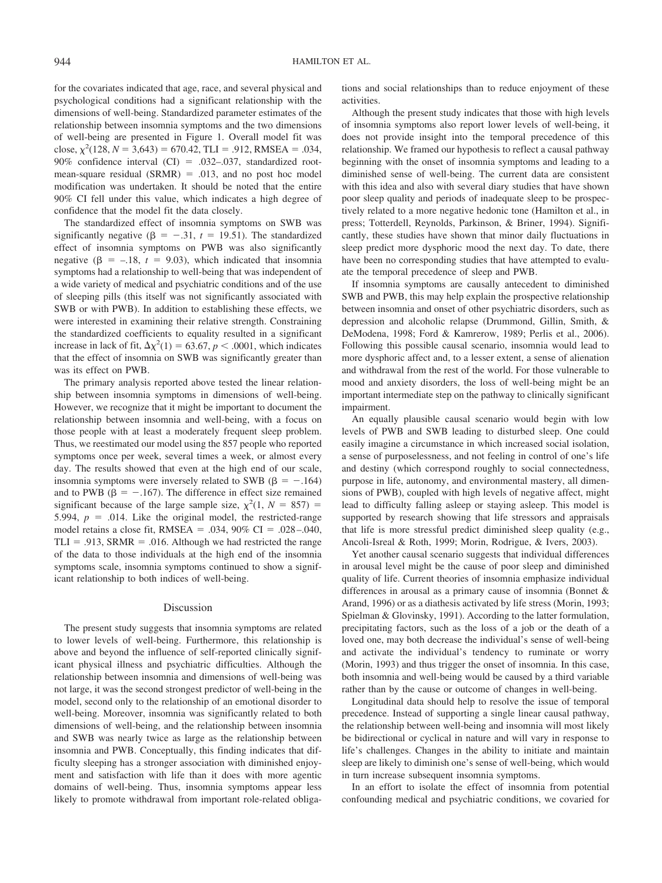for the covariates indicated that age, race, and several physical and psychological conditions had a significant relationship with the dimensions of well-being. Standardized parameter estimates of the relationship between insomnia symptoms and the two dimensions of well-being are presented in Figure 1. Overall model fit was close, $\chi^2(128, N = 3{,}643) = 670.42$, TLI = .912, RMSEA = .034, 90% confidence interval (CI) = .032–.037, standardized root-mean-square residual (SRMR) = .013, and no post hoc model modification was undertaken. It should be noted that the entire 90% CI fell under this value, which indicates a high degree of confidence that the model fit the data closely.

The standardized effect of insomnia symptoms on SWB was significantly negative ($\beta = -.31$, $t = 19.51$). The standardized effect of insomnia symptoms on PWB was also significantly negative ($\beta = -.18$, $t = 9.03$), which indicated that insomnia symptoms had a relationship to well-being that was independent of a wide variety of medical and psychiatric conditions and of the use of sleeping pills (this itself was not significantly associated with SWB or with PWB). In addition to establishing these effects, we were interested in examining their relative strength. Constraining the standardized coefficients to equality resulted in a significant increase in lack of fit, $\Delta\chi^2(1) = 63.67$, $p < .0001$, which indicates that the effect of insomnia on SWB was significantly greater than was its effect on PWB.

The primary analysis reported above tested the linear relationship between insomnia symptoms in dimensions of well-being. However, we recognize that it might be important to document the relationship between insomnia and well-being, with a focus on those people with at least a moderately frequent sleep problem. Thus, we reestimated our model using the 857 people who reported symptoms once per week, several times a week, or almost every day. The results showed that even at the high end of our scale, insomnia symptoms were inversely related to SWB ($\beta = -.164$) and to PWB ($\beta = -.167$). The difference in effect size remained significant because of the large sample size, $\chi^2(1, N = 857) = 5.994$, $p = .014$. Like the original model, the restricted-range model retains a close fit, RMSEA = .034, 90% CI = .028–.040, TLI = .913, SRMR = .016. Although we had restricted the range of the data to those individuals at the high end of the insomnia symptoms scale, insomnia symptoms continued to show a significant relationship to both indices of well-being.

## Discussion

The present study suggests that insomnia symptoms are related to lower levels of well-being. Furthermore, this relationship is above and beyond the influence of self-reported clinically significant physical illness and psychiatric difficulties. Although the relationship between insomnia and dimensions of well-being was not large, it was the second strongest predictor of well-being in the model, second only to the relationship of an emotional disorder to well-being. Moreover, insomnia was significantly related to both dimensions of well-being, and the relationship between insomnia and SWB was nearly twice as large as the relationship between insomnia and PWB. Conceptually, this finding indicates that difficulty sleeping has a stronger association with diminished enjoyment and satisfaction with life than it does with more agentic domains of well-being. Thus, insomnia symptoms appear less likely to promote withdrawal from important role-related obligations and social relationships than to reduce enjoyment of these activities.

Although the present study indicates that those with high levels of insomnia symptoms also report lower levels of well-being, it does not provide insight into the temporal precedence of this relationship. We framed our hypothesis to reflect a causal pathway beginning with the onset of insomnia symptoms and leading to a diminished sense of well-being. The current data are consistent with this idea and also with several diary studies that have shown poor sleep quality and periods of inadequate sleep to be prospectively related to a more negative hedonic tone (Hamilton et al., in press; Totterdell, Reynolds, Parkinson, & Briner, 1994). Significantly, these studies have shown that minor daily fluctuations in sleep predict more dysphoric mood the next day. To date, there have been no corresponding studies that have attempted to evaluate the temporal precedence of sleep and PWB.

If insomnia symptoms are causally antecedent to diminished SWB and PWB, this may help explain the prospective relationship between insomnia and onset of other psychiatric disorders, such as depression and alcoholic relapse (Drummond, Gillin, Smith, & DeModena, 1998; Ford & Kamrerow, 1989; Perlis et al., 2006). Following this possible causal scenario, insomnia would lead to more dysphoric affect and, to a lesser extent, a sense of alienation and withdrawal from the rest of the world. For those vulnerable to mood and anxiety disorders, the loss of well-being might be an important intermediate step on the pathway to clinically significant impairment.

An equally plausible causal scenario would begin with low levels of PWB and SWB leading to disturbed sleep. One could easily imagine a circumstance in which increased social isolation, a sense of purposelessness, and not feeling in control of one's life and destiny (which correspond roughly to social connectedness, purpose in life, autonomy, and environmental mastery, all dimensions of PWB), coupled with high levels of negative affect, might lead to difficulty falling asleep or staying asleep. This model is supported by research showing that life stressors and appraisals that life is more stressful predict diminished sleep quality (e.g., Ancoli-Isreal & Roth, 1999; Morin, Rodrigue, & Ivers, 2003).

Yet another causal scenario suggests that individual differences in arousal level might be the cause of poor sleep and diminished quality of life. Current theories of insomnia emphasize individual differences in arousal as a primary cause of insomnia (Bonnet & Arand, 1996) or as a diathesis activated by life stress (Morin, 1993; Spielman & Glovinsky, 1991). According to the latter formulation, precipitating factors, such as the loss of a job or the death of a loved one, may both decrease the individual's sense of well-being and activate the individual's tendency to ruminate or worry (Morin, 1993) and thus trigger the onset of insomnia. In this case, both insomnia and well-being would be caused by a third variable rather than by the cause or outcome of changes in well-being.

Longitudinal data should help to resolve the issue of temporal precedence. Instead of supporting a single linear causal pathway, the relationship between well-being and insomnia will most likely be bidirectional or cyclical in nature and will vary in response to life's challenges. Changes in the ability to initiate and maintain sleep are likely to diminish one's sense of well-being, which would in turn increase subsequent insomnia symptoms.

In an effort to isolate the effect of insomnia from potential confounding medical and psychiatric conditions, we covaried for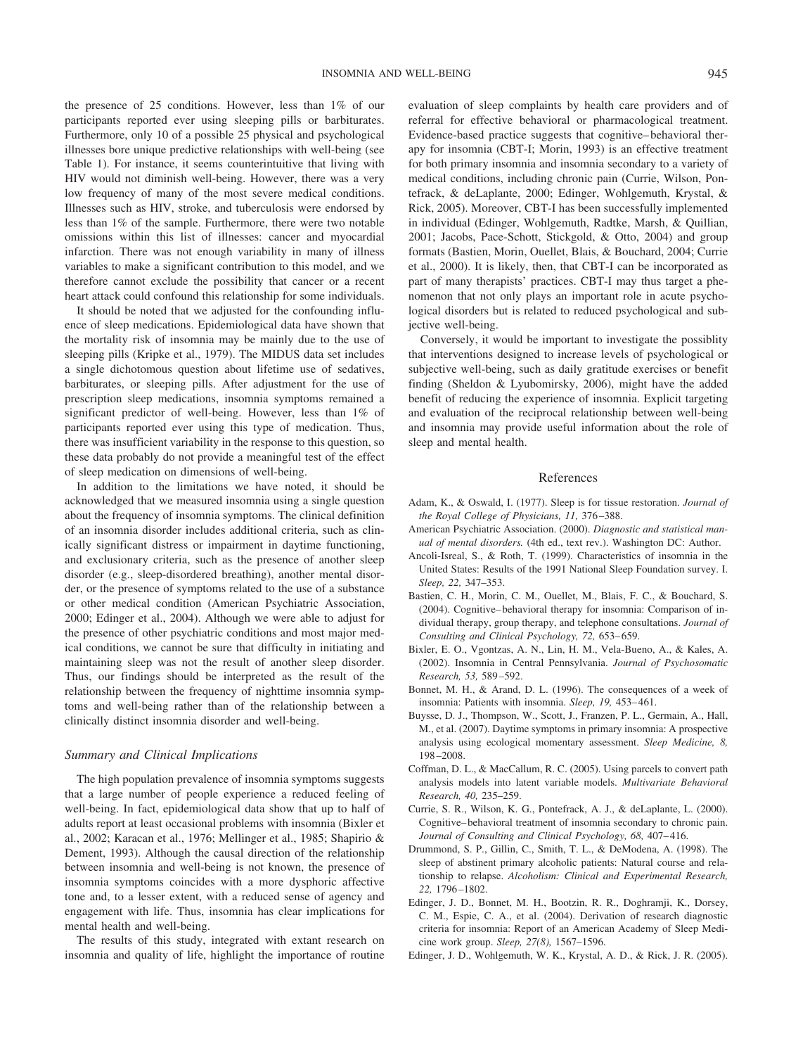the presence of 25 conditions. However, less than 1% of our participants reported ever using sleeping pills or barbiturates. Furthermore, only 10 of a possible 25 physical and psychological illnesses bore unique predictive relationships with well-being (see Table 1). For instance, it seems counterintuitive that living with HIV would not diminish well-being. However, there was a very low frequency of many of the most severe medical conditions. Illnesses such as HIV, stroke, and tuberculosis were endorsed by less than 1% of the sample. Furthermore, there were two notable omissions within this list of illnesses: cancer and myocardial infarction. There was not enough variability in many of illness variables to make a significant contribution to this model, and we therefore cannot exclude the possibility that cancer or a recent heart attack could confound this relationship for some individuals.

It should be noted that we adjusted for the confounding influence of sleep medications. Epidemiological data have shown that the mortality risk of insomnia may be mainly due to the use of sleeping pills (Kripke et al., 1979). The MIDUS data set includes a single dichotomous question about lifetime use of sedatives, barbiturates, or sleeping pills. After adjustment for the use of prescription sleep medications, insomnia symptoms remained a significant predictor of well-being. However, less than 1% of participants reported ever using this type of medication. Thus, there was insufficient variability in the response to this question, so these data probably do not provide a meaningful test of the effect of sleep medication on dimensions of well-being.

In addition to the limitations we have noted, it should be acknowledged that we measured insomnia using a single question about the frequency of insomnia symptoms. The clinical definition of an insomnia disorder includes additional criteria, such as clinically significant distress or impairment in daytime functioning, and exclusionary criteria, such as the presence of another sleep disorder (e.g., sleep-disordered breathing), another mental disorder, or the presence of symptoms related to the use of a substance or other medical condition (American Psychiatric Association, 2000; Edinger et al., 2004). Although we were able to adjust for the presence of other psychiatric conditions and most major medical conditions, we cannot be sure that difficulty in initiating and maintaining sleep was not the result of another sleep disorder. Thus, our findings should be interpreted as the result of the relationship between the frequency of nighttime insomnia symptoms and well-being rather than of the relationship between a clinically distinct insomnia disorder and well-being.

### *Summary and Clinical Implications*

The high population prevalence of insomnia symptoms suggests that a large number of people experience a reduced feeling of well-being. In fact, epidemiological data show that up to half of adults report at least occasional problems with insomnia (Bixler et al., 2002; Karacan et al., 1976; Mellinger et al., 1985; Shapirio & Dement, 1993). Although the causal direction of the relationship between insomnia and well-being is not known, the presence of insomnia symptoms coincides with a more dysphoric affective tone and, to a lesser extent, with a reduced sense of agency and engagement with life. Thus, insomnia has clear implications for mental health and well-being.

The results of this study, integrated with extant research on insomnia and quality of life, highlight the importance of routine evaluation of sleep complaints by health care providers and of referral for effective behavioral or pharmacological treatment. Evidence-based practice suggests that cognitive–behavioral therapy for insomnia (CBT-I; Morin, 1993) is an effective treatment for both primary insomnia and insomnia secondary to a variety of medical conditions, including chronic pain (Currie, Wilson, Pontefrack, & deLaplante, 2000; Edinger, Wohlgemuth, Krystal, & Rick, 2005). Moreover, CBT-I has been successfully implemented in individual (Edinger, Wohlgemuth, Radtke, Marsh, & Quillian, 2001; Jacobs, Pace-Schott, Stickgold, & Otto, 2004) and group formats (Bastien, Morin, Ouellet, Blais, & Bouchard, 2004; Currie et al., 2000). It is likely, then, that CBT-I can be incorporated as part of many therapists' practices. CBT-I may thus target a phenomenon that not only plays an important role in acute psychological disorders but is related to reduced psychological and subjective well-being.

Conversely, it would be important to investigate the possiblity that interventions designed to increase levels of psychological or subjective well-being, such as daily gratitude exercises or benefit finding (Sheldon & Lyubomirsky, 2006), might have the added benefit of reducing the experience of insomnia. Explicit targeting and evaluation of the reciprocal relationship between well-being and insomnia may provide useful information about the role of sleep and mental health.

## References

Adam, K., & Oswald, I. (1977). Sleep is for tissue restoration. *Journal of the Royal College of Physicians, 11,* 376–388.

American Psychiatric Association. (2000). *Diagnostic and statistical manual of mental disorders.* (4th ed., text rev.). Washington DC: Author.

Ancoli-Isreal, S., & Roth, T. (1999). Characteristics of insomnia in the United States: Results of the 1991 National Sleep Foundation survey. I. *Sleep, 22,* 347–353.

Bastien, C. H., Morin, C. M., Ouellet, M., Blais, F. C., & Bouchard, S. (2004). Cognitive–behavioral therapy for insomnia: Comparison of individual therapy, group therapy, and telephone consultations. *Journal of Consulting and Clinical Psychology, 72,* 653–659.

Bixler, E. O., Vgontzas, A. N., Lin, H. M., Vela-Bueno, A., & Kales, A. (2002). Insomnia in Central Pennsylvania. *Journal of Psychosomatic Research, 53,* 589–592.

Bonnet, M. H., & Arand, D. L. (1996). The consequences of a week of insomnia: Patients with insomnia. *Sleep, 19,* 453–461.

Buysse, D. J., Thompson, W., Scott, J., Franzen, P. L., Germain, A., Hall, M., et al. (2007). Daytime symptoms in primary insomnia: A prospective analysis using ecological momentary assessment. *Sleep Medicine, 8,* 198–2008.

Coffman, D. L., & MacCallum, R. C. (2005). Using parcels to convert path analysis models into latent variable models. *Multivariate Behavioral Research, 40,* 235–259.

Currie, S. R., Wilson, K. G., Pontefrack, A. J., & deLaplante, L. (2000). Cognitive–behavioral treatment of insomnia secondary to chronic pain. *Journal of Consulting and Clinical Psychology, 68,* 407–416.

Drummond, S. P., Gillin, C., Smith, T. L., & DeModena, A. (1998). The sleep of abstinent primary alcoholic patients: Natural course and relationship to relapse. *Alcoholism: Clinical and Experimental Research, 22,* 1796–1802.

Edinger, J. D., Bonnet, M. H., Bootzin, R. R., Doghramji, K., Dorsey, C. M., Espie, C. A., et al. (2004). Derivation of research diagnostic criteria for insomnia: Report of an American Academy of Sleep Medicine work group. *Sleep, 27(8),* 1567–1596.

Edinger, J. D., Wohlgemuth, W. K., Krystal, A. D., & Rick, J. R. (2005).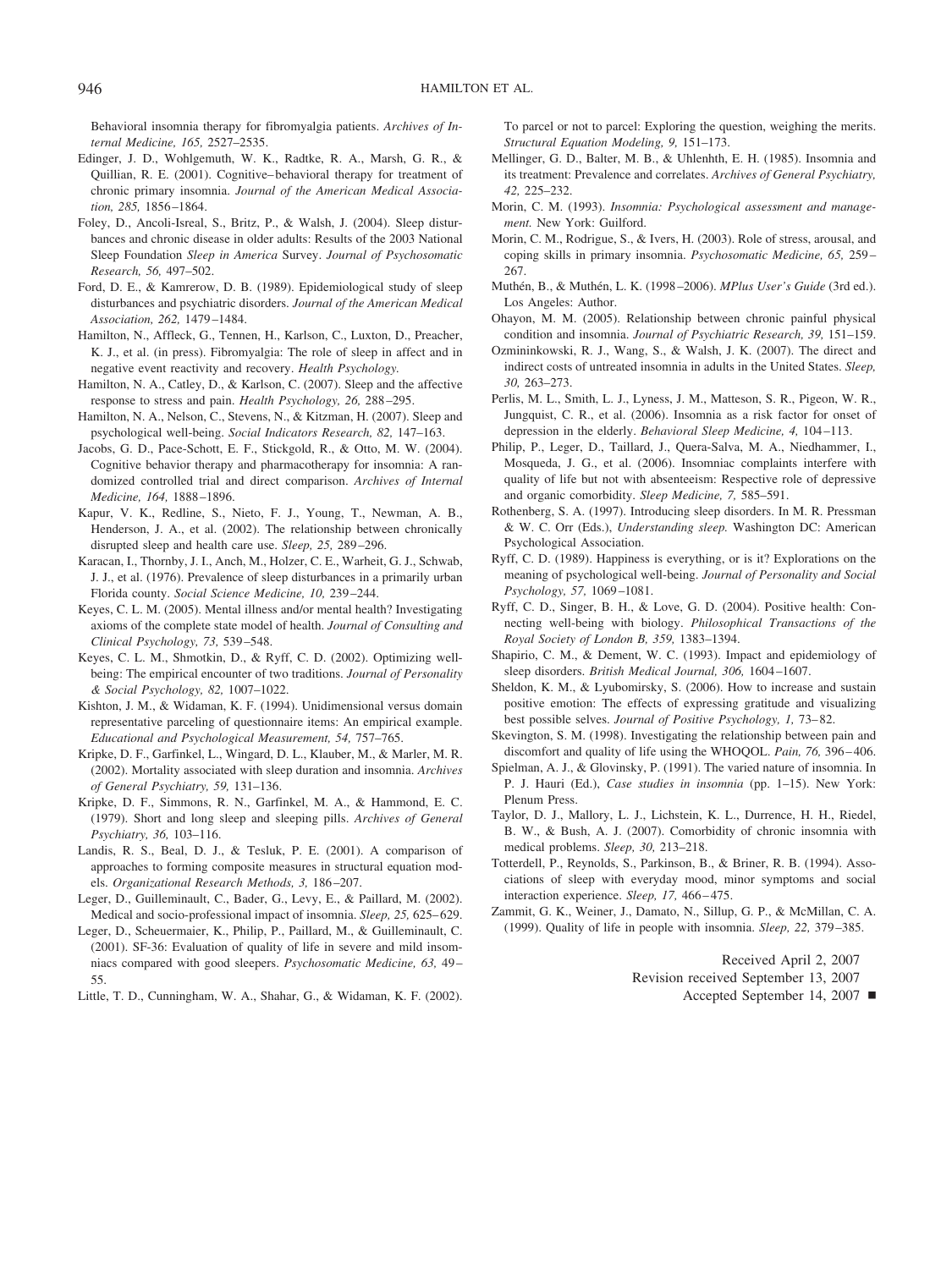Behavioral insomnia therapy for fibromyalgia patients. *Archives of Internal Medicine, 165,* 2527–2535.

Edinger, J. D., Wohlgemuth, W. K., Radtke, R. A., Marsh, G. R., & Quillian, R. E. (2001). Cognitive–behavioral therapy for treatment of chronic primary insomnia. *Journal of the American Medical Association, 285,* 1856–1864.

Foley, D., Ancoli-Isreal, S., Britz, P., & Walsh, J. (2004). Sleep disturbances and chronic disease in older adults: Results of the 2003 National Sleep Foundation *Sleep in America* Survey. *Journal of Psychosomatic Research, 56,* 497–502.

Ford, D. E., & Kamrerow, D. B. (1989). Epidemiological study of sleep disturbances and psychiatric disorders. *Journal of the American Medical Association, 262,* 1479–1484.

Hamilton, N., Affleck, G., Tennen, H., Karlson, C., Luxton, D., Preacher, K. J., et al. (in press). Fibromyalgia: The role of sleep in affect and in negative event reactivity and recovery. *Health Psychology.*

Hamilton, N. A., Catley, D., & Karlson, C. (2007). Sleep and the affective response to stress and pain. *Health Psychology, 26,* 288–295.

Hamilton, N. A., Nelson, C., Stevens, N., & Kitzman, H. (2007). Sleep and psychological well-being. *Social Indicators Research, 82,* 147–163.

Jacobs, G. D., Pace-Schott, E. F., Stickgold, R., & Otto, M. W. (2004). Cognitive behavior therapy and pharmacotherapy for insomnia: A randomized controlled trial and direct comparison. *Archives of Internal Medicine, 164,* 1888–1896.

Kapur, V. K., Redline, S., Nieto, F. J., Young, T., Newman, A. B., Henderson, J. A., et al. (2002). The relationship between chronically disrupted sleep and health care use. *Sleep, 25,* 289–296.

Karacan, I., Thornby, J. I., Anch, M., Holzer, C. E., Warheit, G. J., Schwab, J. J., et al. (1976). Prevalence of sleep disturbances in a primarily urban Florida county. *Social Science Medicine, 10,* 239–244.

Keyes, C. L. M. (2005). Mental illness and/or mental health? Investigating axioms of the complete state model of health. *Journal of Consulting and Clinical Psychology, 73,* 539–548.

Keyes, C. L. M., Shmotkin, D., & Ryff, C. D. (2002). Optimizing well-being: The empirical encounter of two traditions. *Journal of Personality & Social Psychology, 82,* 1007–1022.

Kishton, J. M., & Widaman, K. F. (1994). Unidimensional versus domain representative parceling of questionnaire items: An empirical example. *Educational and Psychological Measurement, 54,* 757–765.

Kripke, D. F., Garfinkel, L., Wingard, D. L., Klauber, M., & Marler, M. R. (2002). Mortality associated with sleep duration and insomnia. *Archives of General Psychiatry, 59,* 131–136.

Kripke, D. F., Simmons, R. N., Garfinkel, M. A., & Hammond, E. C. (1979). Short and long sleep and sleeping pills. *Archives of General Psychiatry, 36,* 103–116.

Landis, R. S., Beal, D. J., & Tesluk, P. E. (2001). A comparison of approaches to forming composite measures in structural equation models. *Organizational Research Methods, 3,* 186–207.

Leger, D., Guilleminault, C., Bader, G., Levy, E., & Paillard, M. (2002). Medical and socio-professional impact of insomnia. *Sleep, 25,* 625–629.

Leger, D., Scheuermaier, K., Philip, P., Paillard, M., & Guilleminault, C. (2001). SF-36: Evaluation of quality of life in severe and mild insomniacs compared with good sleepers. *Psychosomatic Medicine, 63,* 49–55.

Little, T. D., Cunningham, W. A., Shahar, G., & Widaman, K. F. (2002). To parcel or not to parcel: Exploring the question, weighing the merits. *Structural Equation Modeling, 9,* 151–173.

Mellinger, G. D., Balter, M. B., & Uhlenhth, E. H. (1985). Insomnia and its treatment: Prevalence and correlates. *Archives of General Psychiatry, 42,* 225–232.

Morin, C. M. (1993). *Insomnia: Psychological assessment and management.* New York: Guilford.

Morin, C. M., Rodrigue, S., & Ivers, H. (2003). Role of stress, arousal, and coping skills in primary insomnia. *Psychosomatic Medicine, 65,* 259–267.

Muthén, B., & Muthén, L. K. (1998–2006). *MPlus User's Guide* (3rd ed.). Los Angeles: Author.

Ohayon, M. M. (2005). Relationship between chronic painful physical condition and insomnia. *Journal of Psychiatric Research, 39,* 151–159.

Ozmininkowski, R. J., Wang, S., & Walsh, J. K. (2007). The direct and indirect costs of untreated insomnia in adults in the United States. *Sleep, 30,* 263–273.

Perlis, M. L., Smith, L. J., Lyness, J. M., Matteson, S. R., Pigeon, W. R., Jungquist, C. R., et al. (2006). Insomnia as a risk factor for onset of depression in the elderly. *Behavioral Sleep Medicine, 4,* 104–113.

Philip, P., Leger, D., Taillard, J., Quera-Salva, M. A., Niedhammer, I., Mosqueda, J. G., et al. (2006). Insomniac complaints interfere with quality of life but not with absenteeism: Respective role of depressive and organic comorbidity. *Sleep Medicine, 7,* 585–591.

Rothenberg, S. A. (1997). Introducing sleep disorders. In M. R. Pressman & W. C. Orr (Eds.), *Understanding sleep.* Washington DC: American Psychological Association.

Ryff, C. D. (1989). Happiness is everything, or is it? Explorations on the meaning of psychological well-being. *Journal of Personality and Social Psychology, 57,* 1069–1081.

Ryff, C. D., Singer, B. H., & Love, G. D. (2004). Positive health: Connecting well-being with biology. *Philosophical Transactions of the Royal Society of London B, 359,* 1383–1394.

Shapirio, C. M., & Dement, W. C. (1993). Impact and epidemiology of sleep disorders. *British Medical Journal, 306,* 1604–1607.

Sheldon, K. M., & Lyubomirsky, S. (2006). How to increase and sustain positive emotion: The effects of expressing gratitude and visualizing best possible selves. *Journal of Positive Psychology, 1,* 73–82.

Skevington, S. M. (1998). Investigating the relationship between pain and discomfort and quality of life using the WHOQOL. *Pain, 76,* 396–406.

Spielman, A. J., & Glovinsky, P. (1991). The varied nature of insomnia. In P. J. Hauri (Ed.), *Case studies in insomnia* (pp. 1–15). New York: Plenum Press.

Taylor, D. J., Mallory, L. J., Lichstein, K. L., Durrence, H. H., Riedel, B. W., & Bush, A. J. (2007). Comorbidity of chronic insomnia with medical problems. *Sleep, 30,* 213–218.

Totterdell, P., Reynolds, S., Parkinson, B., & Briner, R. B. (1994). Associations of sleep with everyday mood, minor symptoms and social interaction experience. *Sleep, 17,* 466–475.

Zammit, G. K., Weiner, J., Damato, N., Sillup, G. P., & McMillan, C. A. (1999). Quality of life in people with insomnia. *Sleep, 22,* 379–385.

Received April 2, 2007
Revision received September 13, 2007
Accepted September 14, 2007 ■